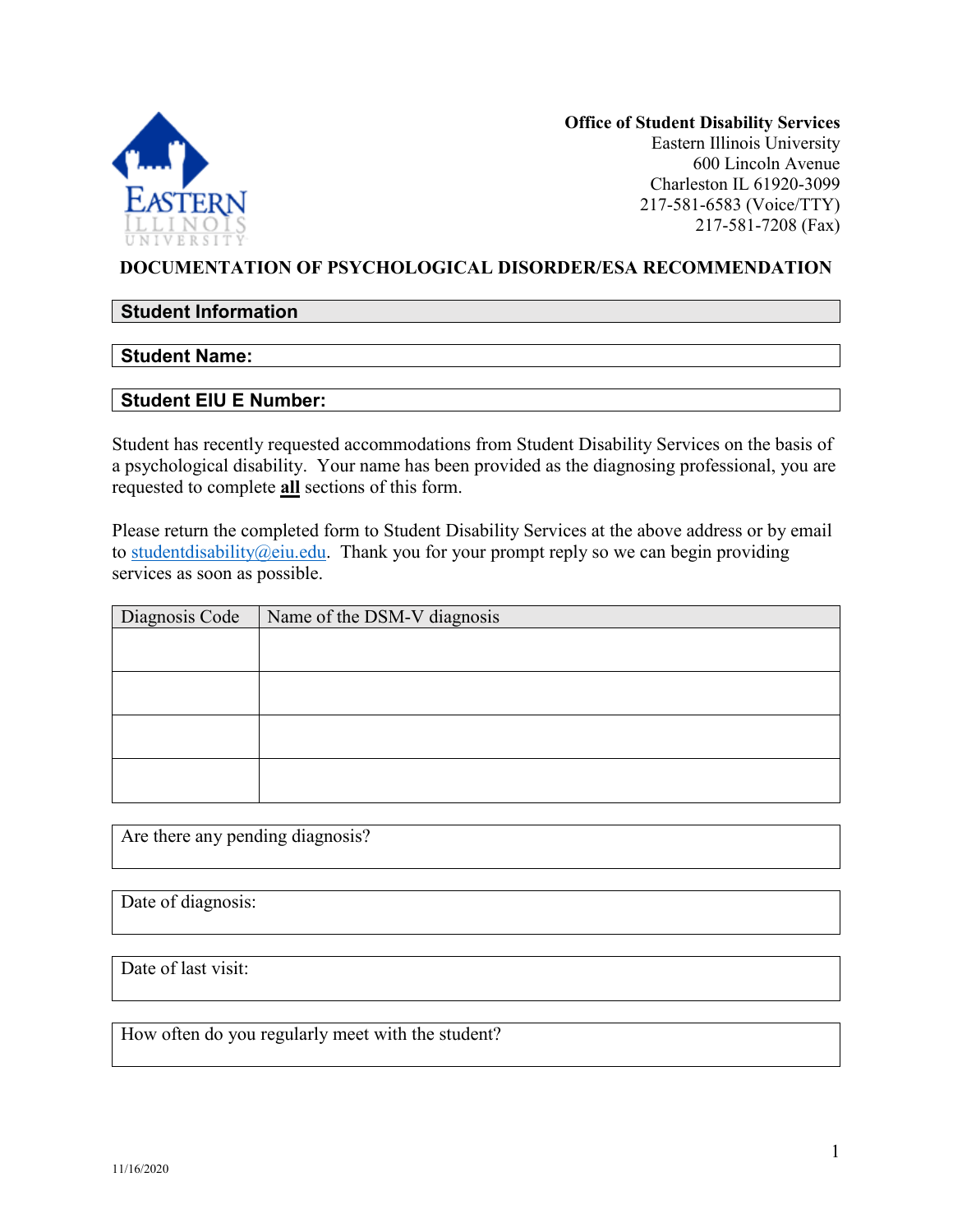**Office of Student Disability Services**
Eastern Illinois University
600 Lincoln Avenue
Charleston IL 61920-3099
217-581-6583 (Voice/TTY)
217-581-7208 (Fax)

# DOCUMENTATION OF PSYCHOLOGICAL DISORDER/ESA RECOMMENDATION

## Student Information

**Student Name:**

**Student EIU E Number:**

Student has recently requested accommodations from Student Disability Services on the basis of a psychological disability. Your name has been provided as the diagnosing professional, you are requested to complete **all** sections of this form.

Please return the completed form to Student Disability Services at the above address or by email to studentdisability@eiu.edu. Thank you for your prompt reply so we can begin providing services as soon as possible.

| Diagnosis Code | Name of the DSM-V diagnosis |
|---|---|
| | |
| | |
| | |
| | |

Are there any pending diagnosis?

Date of diagnosis:

Date of last visit:

How often do you regularly meet with the student?

11/16/2020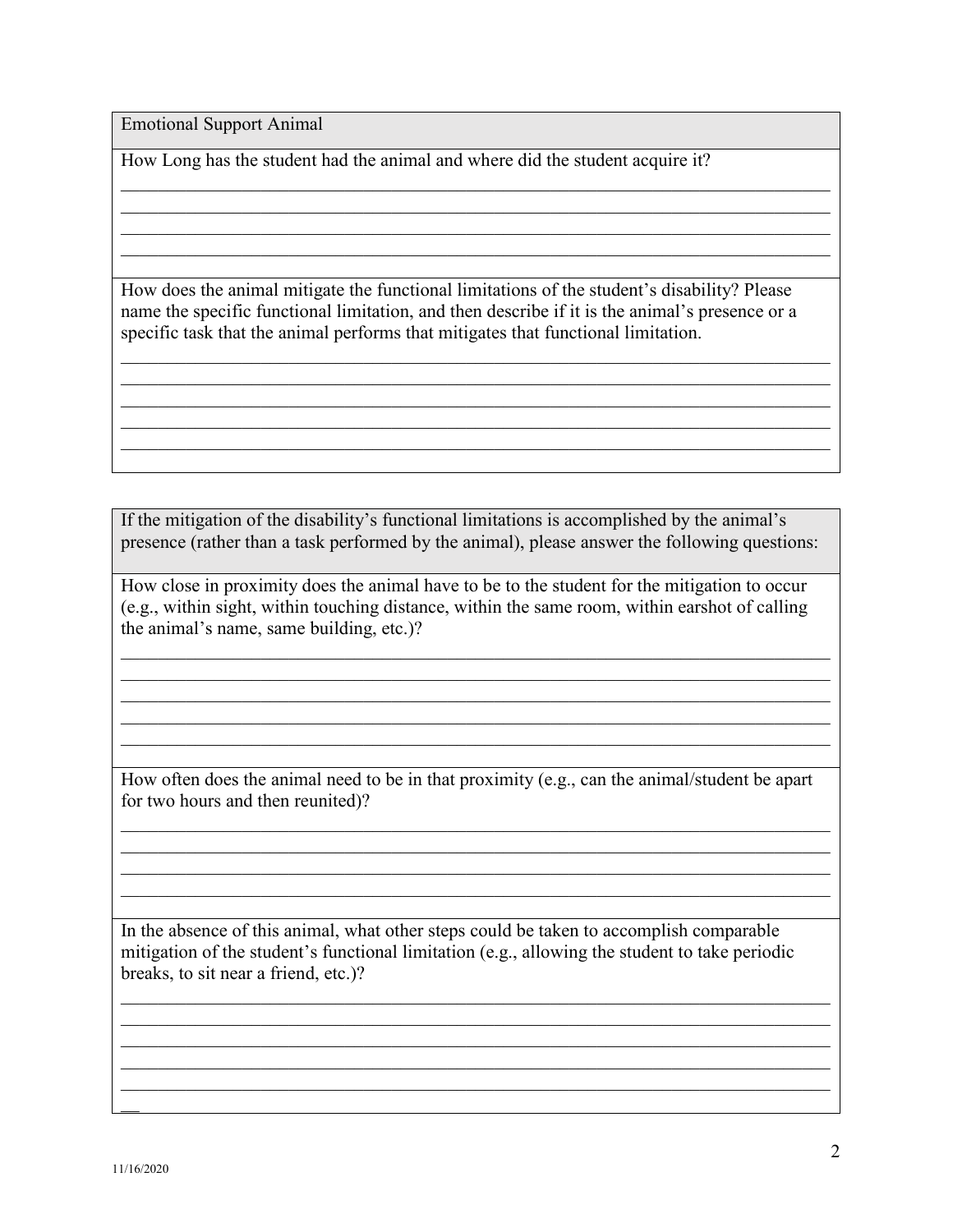## Emotional Support Animal

How Long has the student had the animal and where did the student acquire it?

_______________________________________________________________________________
_______________________________________________________________________________
_______________________________________________________________________________
_______________________________________________________________________________

How does the animal mitigate the functional limitations of the student's disability? Please name the specific functional limitation, and then describe if it is the animal's presence or a specific task that the animal performs that mitigates that functional limitation.

_______________________________________________________________________________
_______________________________________________________________________________
_______________________________________________________________________________
_______________________________________________________________________________
_______________________________________________________________________________

## If the mitigation of the disability's functional limitations is accomplished by the animal's presence (rather than a task performed by the animal), please answer the following questions:

How close in proximity does the animal have to be to the student for the mitigation to occur (e.g., within sight, within touching distance, within the same room, within earshot of calling the animal's name, same building, etc.)?

_______________________________________________________________________________
_______________________________________________________________________________
_______________________________________________________________________________
_______________________________________________________________________________
_______________________________________________________________________________

How often does the animal need to be in that proximity (e.g., can the animal/student be apart for two hours and then reunited)?

_______________________________________________________________________________
_______________________________________________________________________________
_______________________________________________________________________________
_______________________________________________________________________________

In the absence of this animal, what other steps could be taken to accomplish comparable mitigation of the student's functional limitation (e.g., allowing the student to take periodic breaks, to sit near a friend, etc.)?

_______________________________________________________________________________
_______________________________________________________________________________
_______________________________________________________________________________
_______________________________________________________________________________
_______________________________________________________________________________

11/16/2020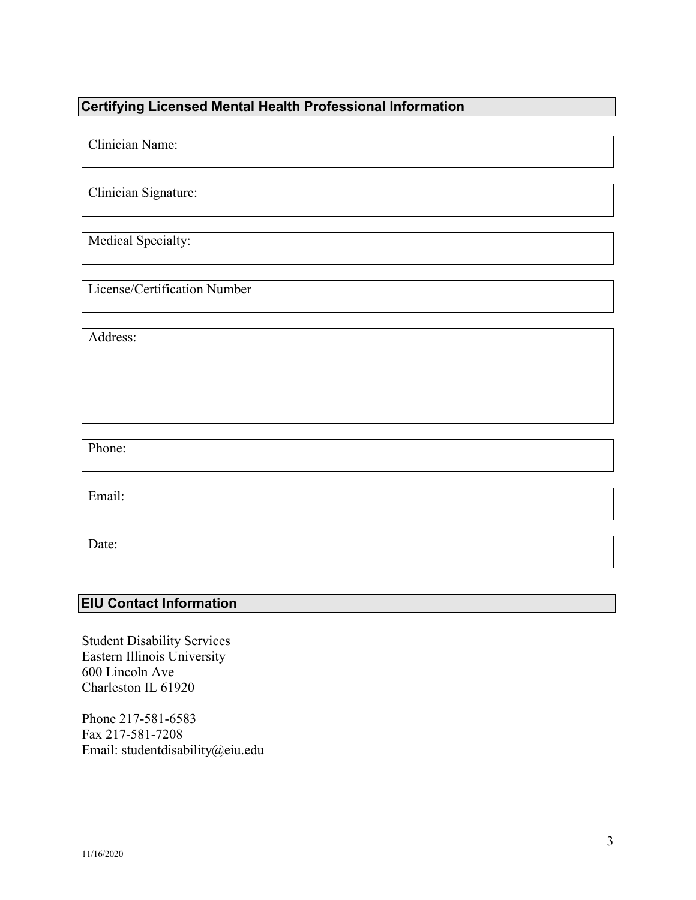## Certifying Licensed Mental Health Professional Information

Clinician Name:

Clinician Signature:

Medical Specialty:

License/Certification Number

Address:

Phone:

Email:

Date:

## EIU Contact Information

Student Disability Services
Eastern Illinois University
600 Lincoln Ave
Charleston IL 61920

Phone 217-581-6583
Fax 217-581-7208
Email: studentdisability@eiu.edu

11/16/2020